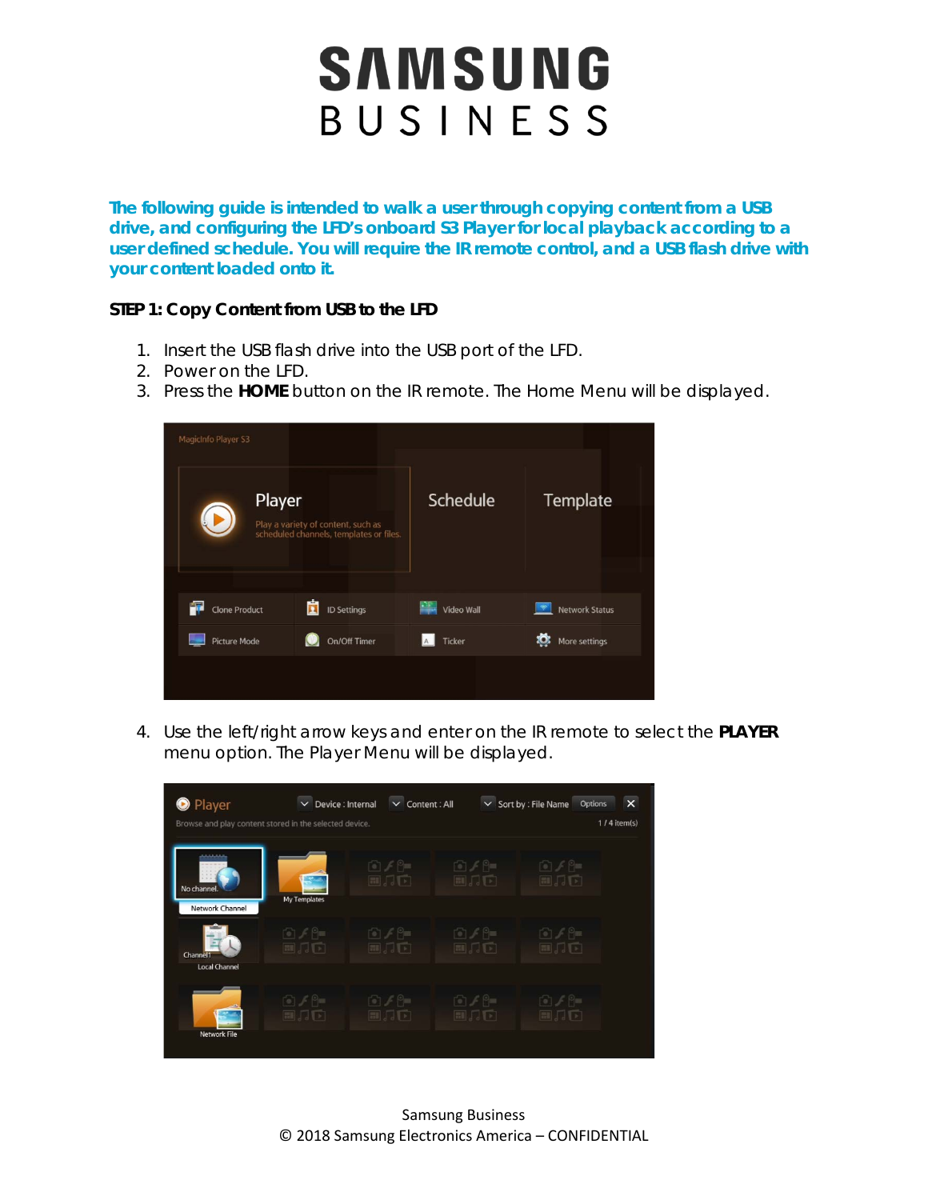# SAMSUNG BUSINESS

**The following guide is intended to walk a user through copying content from a USB drive, and configuring the LFD's onboard S3 Player for local playback according to a user defined schedule. You will require the IR remote control, and a USB flash drive with your content loaded onto it.**

**STEP 1: Copy Content from USB to the LFD**

1. Insert the USB flash drive into the USB port of the LFD.
2. Power on the LFD.
3. Press the **HOME** button on the IR remote. The Home Menu will be displayed.

4. Use the left/right arrow keys and enter on the IR remote to select the **PLAYER** menu option. The Player Menu will be displayed.

Samsung Business
© 2018 Samsung Electronics America – CONFIDENTIAL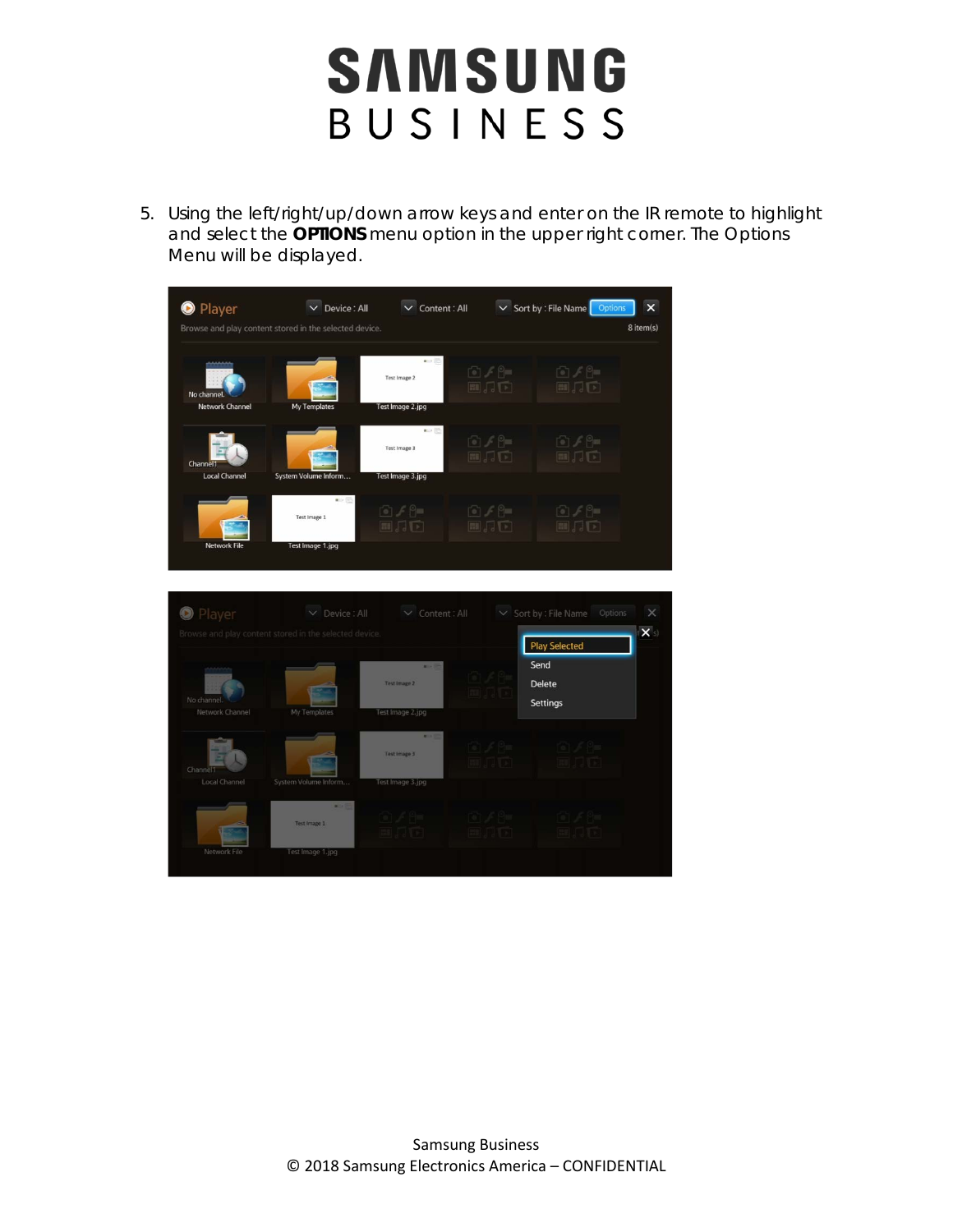5. Using the left/right/up/down arrow keys and enter on the IR remote to highlight and select the **OPTIONS** menu option in the upper right corner. The Options Menu will be displayed.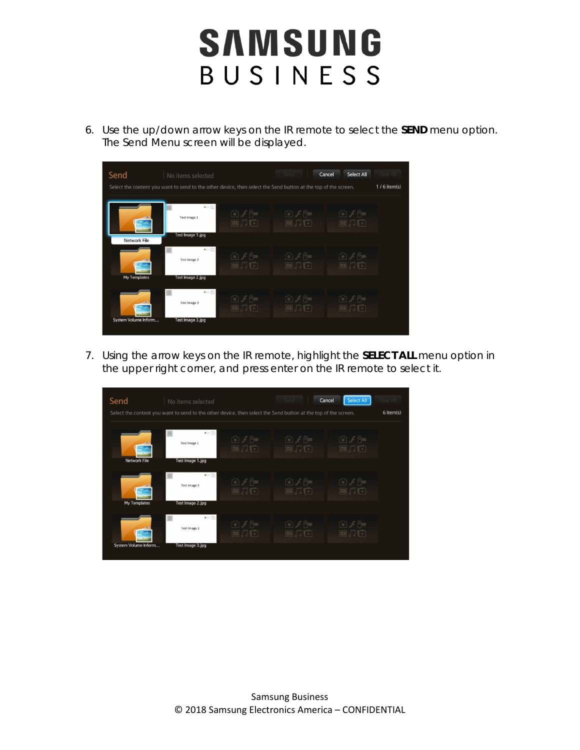6. Use the up/down arrow keys on the IR remote to select the **SEND** menu option. The Send Menu screen will be displayed.

7. Using the arrow keys on the IR remote, highlight the **SELECT ALL** menu option in the upper right corner, and press enter on the IR remote to select it.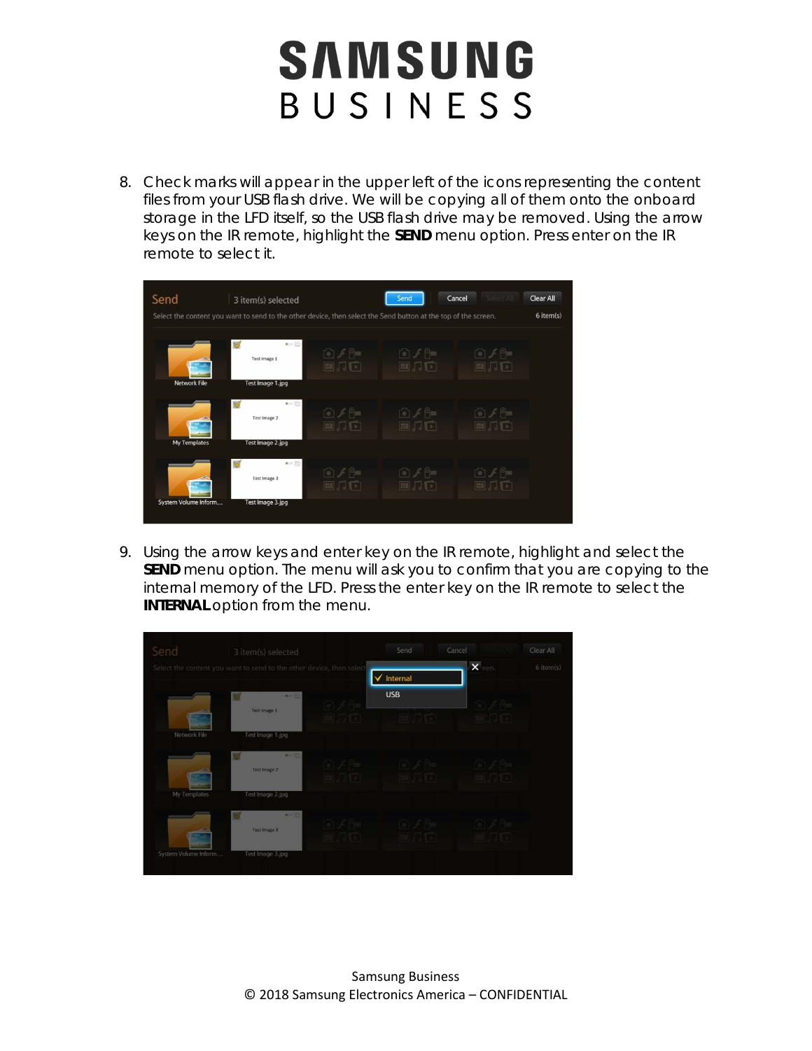8. Check marks will appear in the upper left of the icons representing the content files from your USB flash drive. We will be copying all of them onto the onboard storage in the LFD itself, so the USB flash drive may be removed. Using the arrow keys on the IR remote, highlight the **SEND** menu option. Press enter on the IR remote to select it.

9. Using the arrow keys and enter key on the IR remote, highlight and select the **SEND** menu option. The menu will ask you to confirm that you are copying to the internal memory of the LFD. Press the enter key on the IR remote to select the **INTERNAL** option from the menu.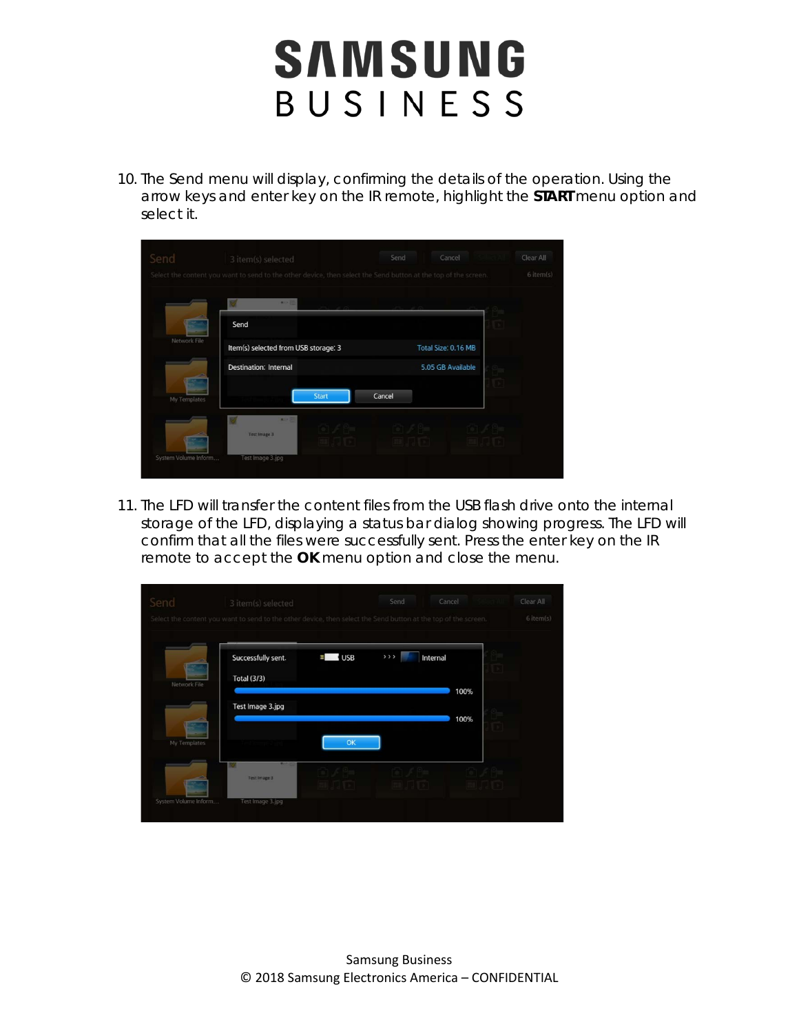10. The Send menu will display, confirming the details of the operation. Using the arrow keys and enter key on the IR remote, highlight the **START** menu option and select it.

11. The LFD will transfer the content files from the USB flash drive onto the internal storage of the LFD, displaying a status bar dialog showing progress. The LFD will confirm that all the files were successfully sent. Press the enter key on the IR remote to accept the **OK** menu option and close the menu.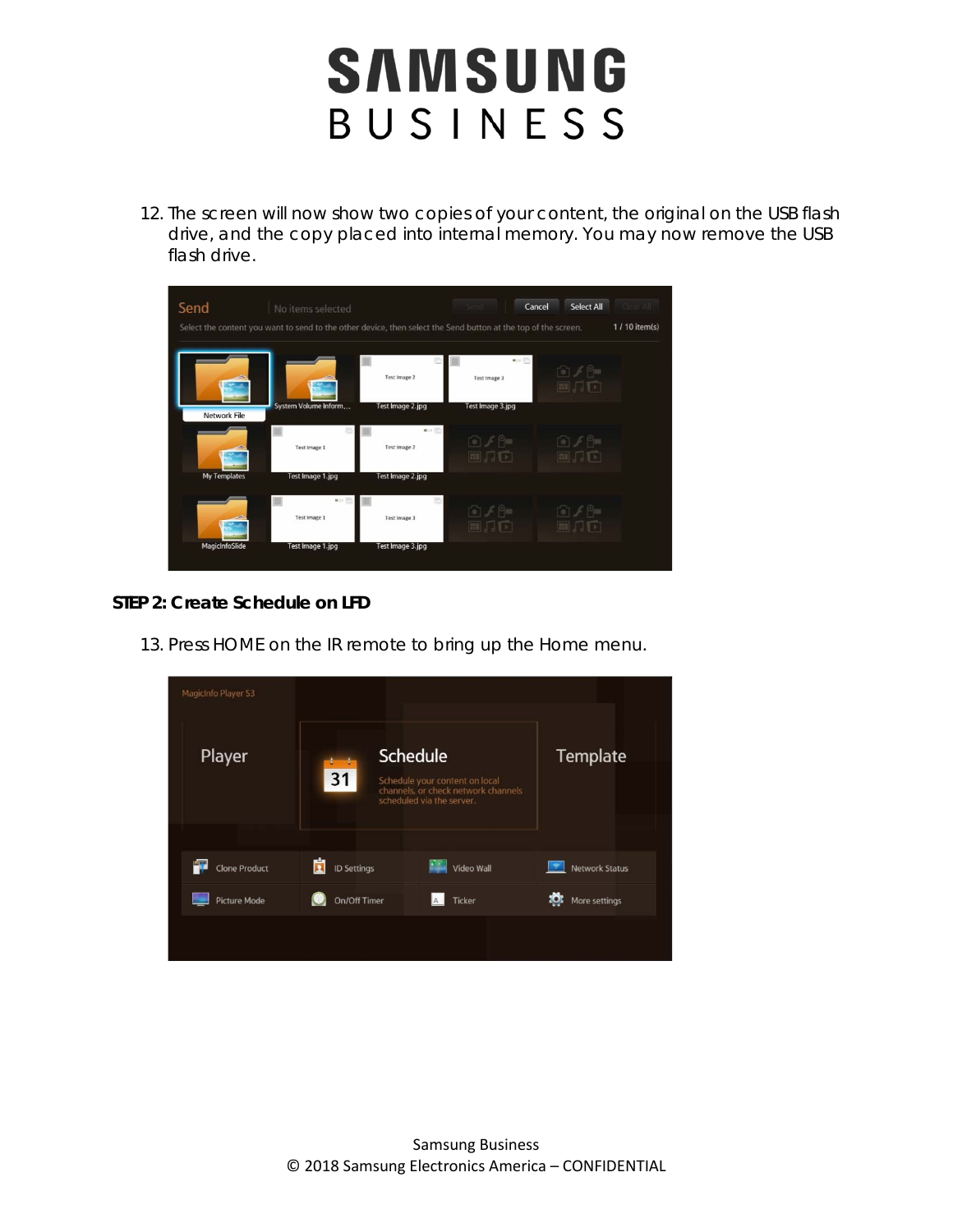12. The screen will now show two copies of your content, the original on the USB flash drive, and the copy placed into internal memory. You may now remove the USB flash drive.

**STEP 2: Create Schedule on LFD**

13. Press HOME on the IR remote to bring up the Home menu.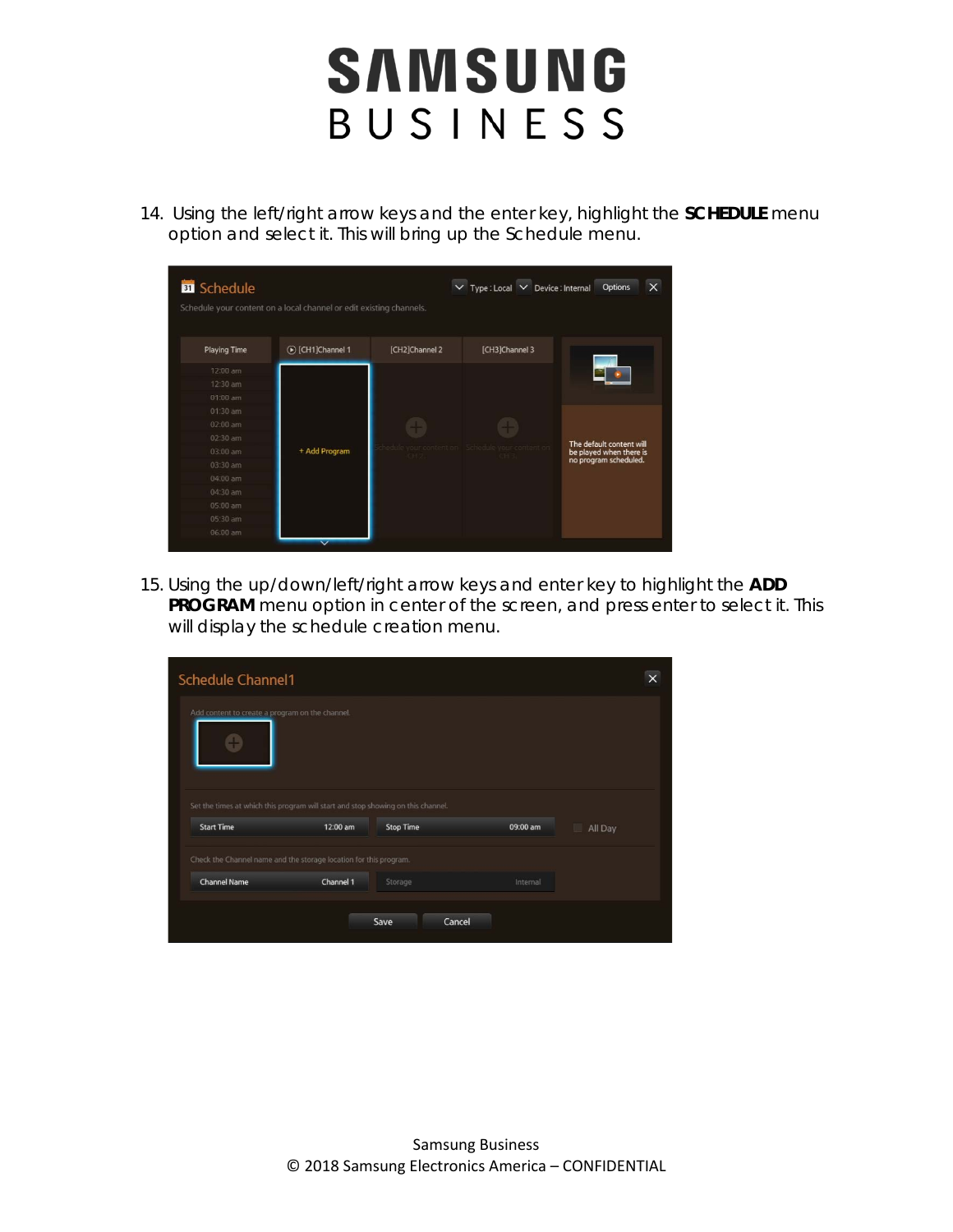14. Using the left/right arrow keys and the enter key, highlight the **SCHEDULE** menu option and select it. This will bring up the Schedule menu.

15. Using the up/down/left/right arrow keys and enter key to highlight the **ADD PROGRAM** menu option in center of the screen, and press enter to select it. This will display the schedule creation menu.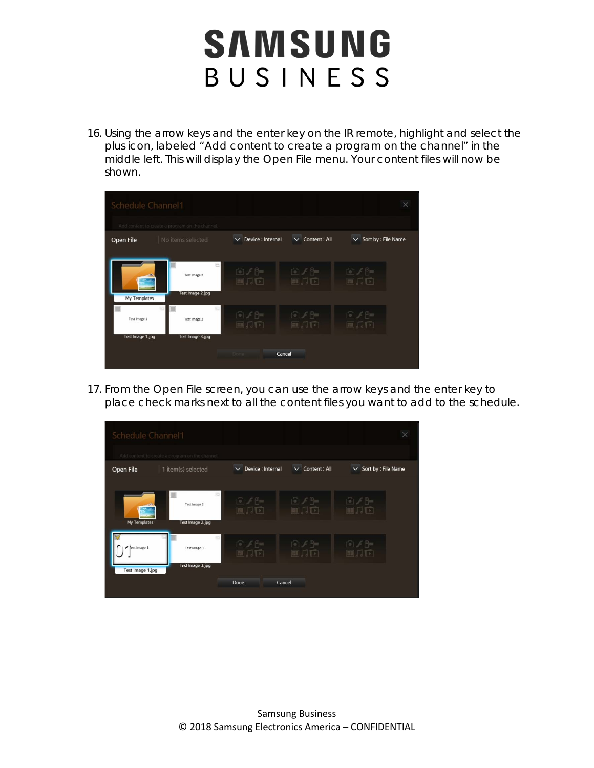16. Using the arrow keys and the enter key on the IR remote, highlight and select the plus icon, labeled “Add content to create a program on the channel” in the middle left. This will display the Open File menu. Your content files will now be shown.

17. From the Open File screen, you can use the arrow keys and the enter key to place check marks next to all the content files you want to add to the schedule.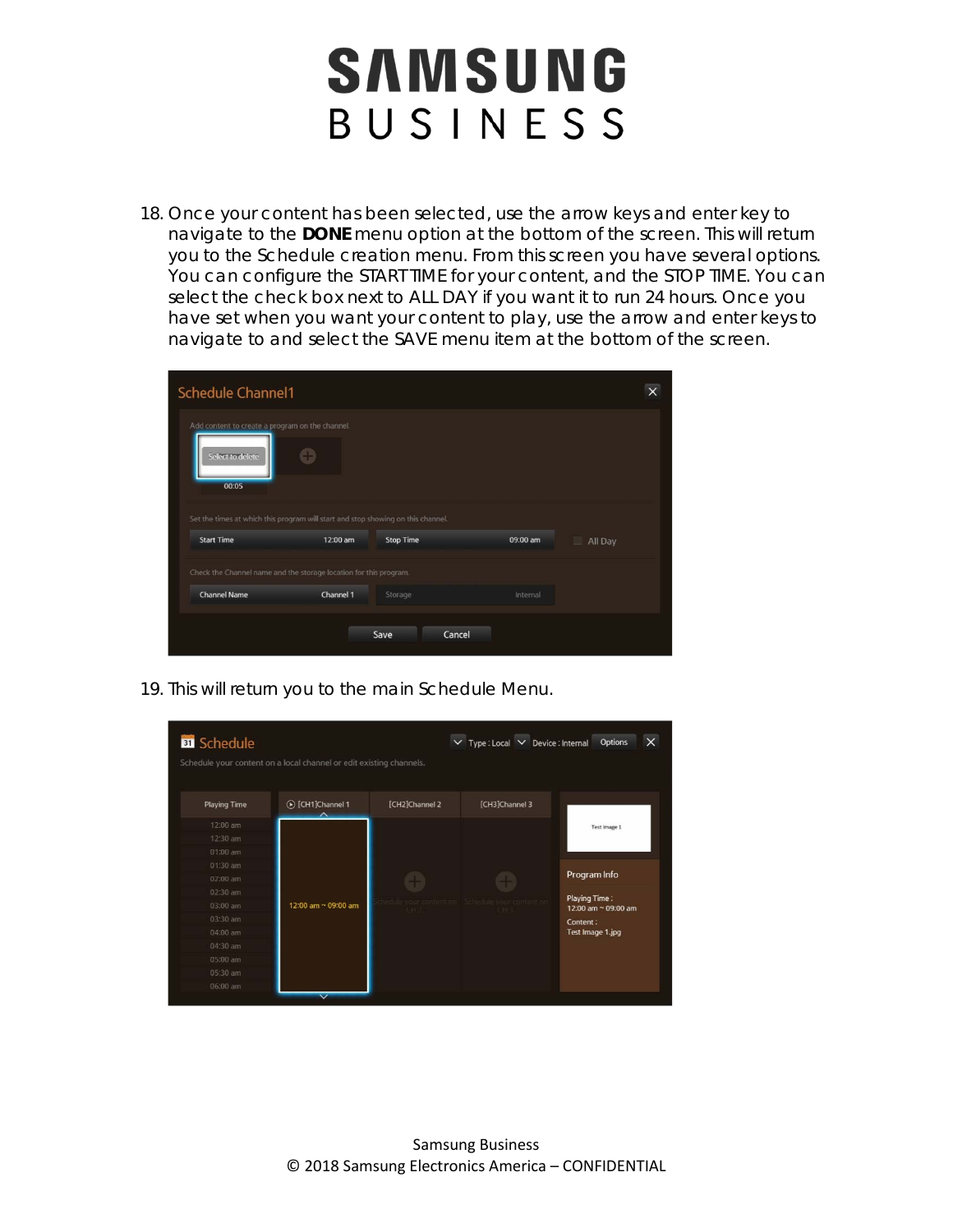18. Once your content has been selected, use the arrow keys and enter key to navigate to the **DONE** menu option at the bottom of the screen. This will return you to the Schedule creation menu. From this screen you have several options. You can configure the START TIME for your content, and the STOP TIME. You can select the check box next to ALL DAY if you want it to run 24 hours. Once you have set when you want your content to play, use the arrow and enter keys to navigate to and select the SAVE menu item at the bottom of the screen.

19. This will return you to the main Schedule Menu.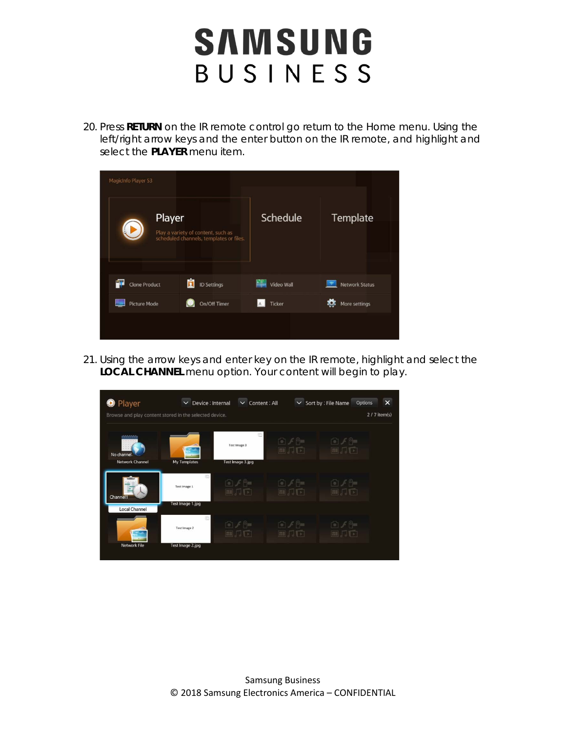20. Press **RETURN** on the IR remote control go return to the Home menu. Using the left/right arrow keys and the enter button on the IR remote, and highlight and select the **PLAYER** menu item.

21. Using the arrow keys and enter key on the IR remote, highlight and select the **LOCAL CHANNEL** menu option. Your content will begin to play.